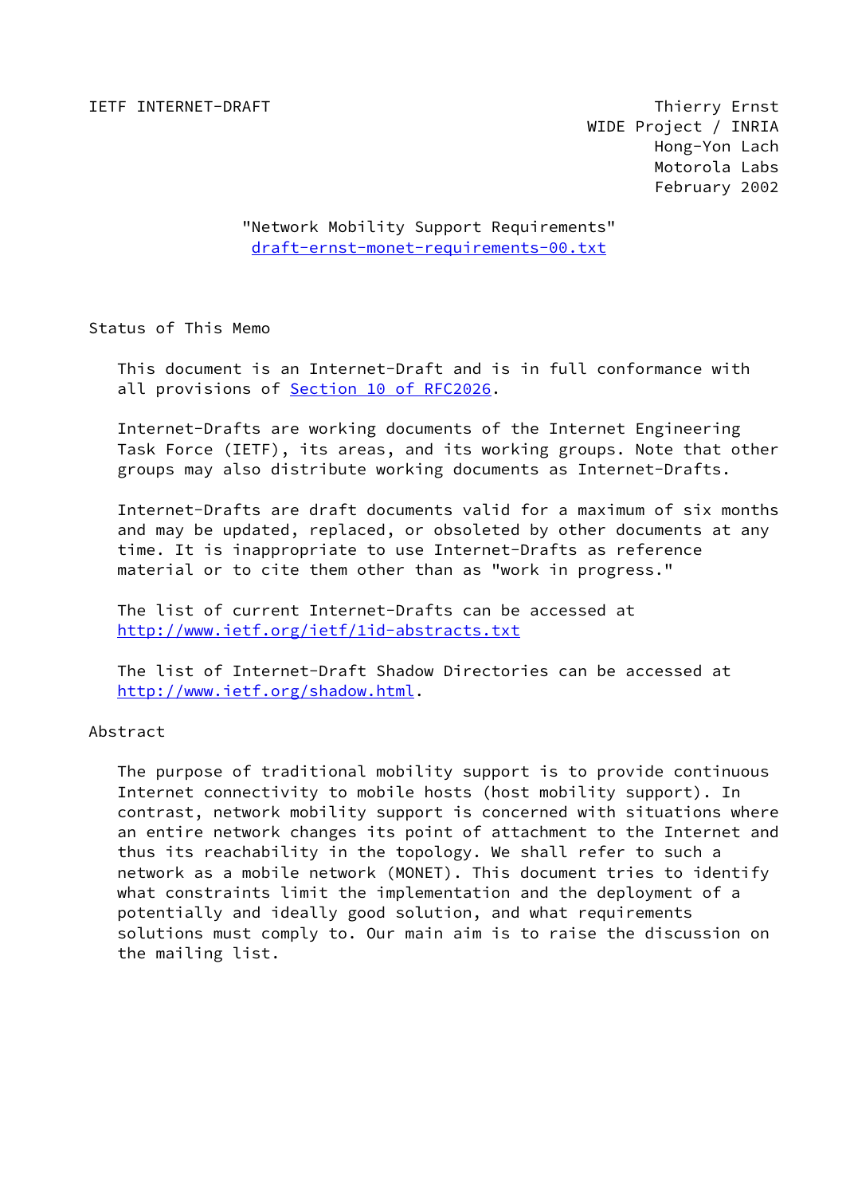IETF INTERNET-DRAFT

Thierry Ernst
WIDE Project / INRIA
Hong-Yon Lach
Motorola Labs
February 2002

# "Network Mobility Support Requirements"

draft-ernst-monet-requirements-00.txt

## Status of This Memo

This document is an Internet-Draft and is in full conformance with all provisions of Section 10 of RFC2026.

Internet-Drafts are working documents of the Internet Engineering Task Force (IETF), its areas, and its working groups. Note that other groups may also distribute working documents as Internet-Drafts.

Internet-Drafts are draft documents valid for a maximum of six months and may be updated, replaced, or obsoleted by other documents at any time. It is inappropriate to use Internet-Drafts as reference material or to cite them other than as "work in progress."

The list of current Internet-Drafts can be accessed at http://www.ietf.org/ietf/1id-abstracts.txt

The list of Internet-Draft Shadow Directories can be accessed at http://www.ietf.org/shadow.html.

## Abstract

The purpose of traditional mobility support is to provide continuous Internet connectivity to mobile hosts (host mobility support). In contrast, network mobility support is concerned with situations where an entire network changes its point of attachment to the Internet and thus its reachability in the topology. We shall refer to such a network as a mobile network (MONET). This document tries to identify what constraints limit the implementation and the deployment of a potentially and ideally good solution, and what requirements solutions must comply to. Our main aim is to raise the discussion on the mailing list.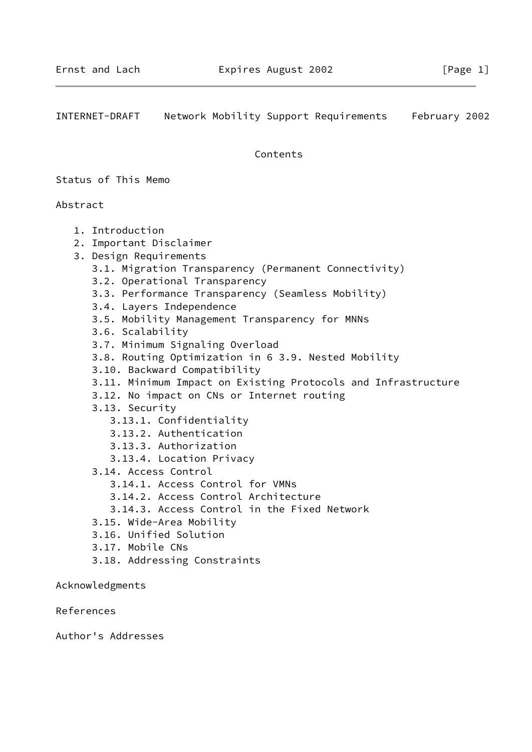## Contents

Status of This Memo

Abstract

1. Introduction
2. Important Disclaimer
3. Design Requirements
   - 3.1. Migration Transparency (Permanent Connectivity)
   - 3.2. Operational Transparency
   - 3.3. Performance Transparency (Seamless Mobility)
   - 3.4. Layers Independence
   - 3.5. Mobility Management Transparency for MNNs
   - 3.6. Scalability
   - 3.7. Minimum Signaling Overload
   - 3.8. Routing Optimization in 6 3.9. Nested Mobility
   - 3.10. Backward Compatibility
   - 3.11. Minimum Impact on Existing Protocols and Infrastructure
   - 3.12. No impact on CNs or Internet routing
   - 3.13. Security
     - 3.13.1. Confidentiality
     - 3.13.2. Authentication
     - 3.13.3. Authorization
     - 3.13.4. Location Privacy
   - 3.14. Access Control
     - 3.14.1. Access Control for VMNs
     - 3.14.2. Access Control Architecture
     - 3.14.3. Access Control in the Fixed Network
   - 3.15. Wide-Area Mobility
   - 3.16. Unified Solution
   - 3.17. Mobile CNs
   - 3.18. Addressing Constraints

Acknowledgments

References

Author's Addresses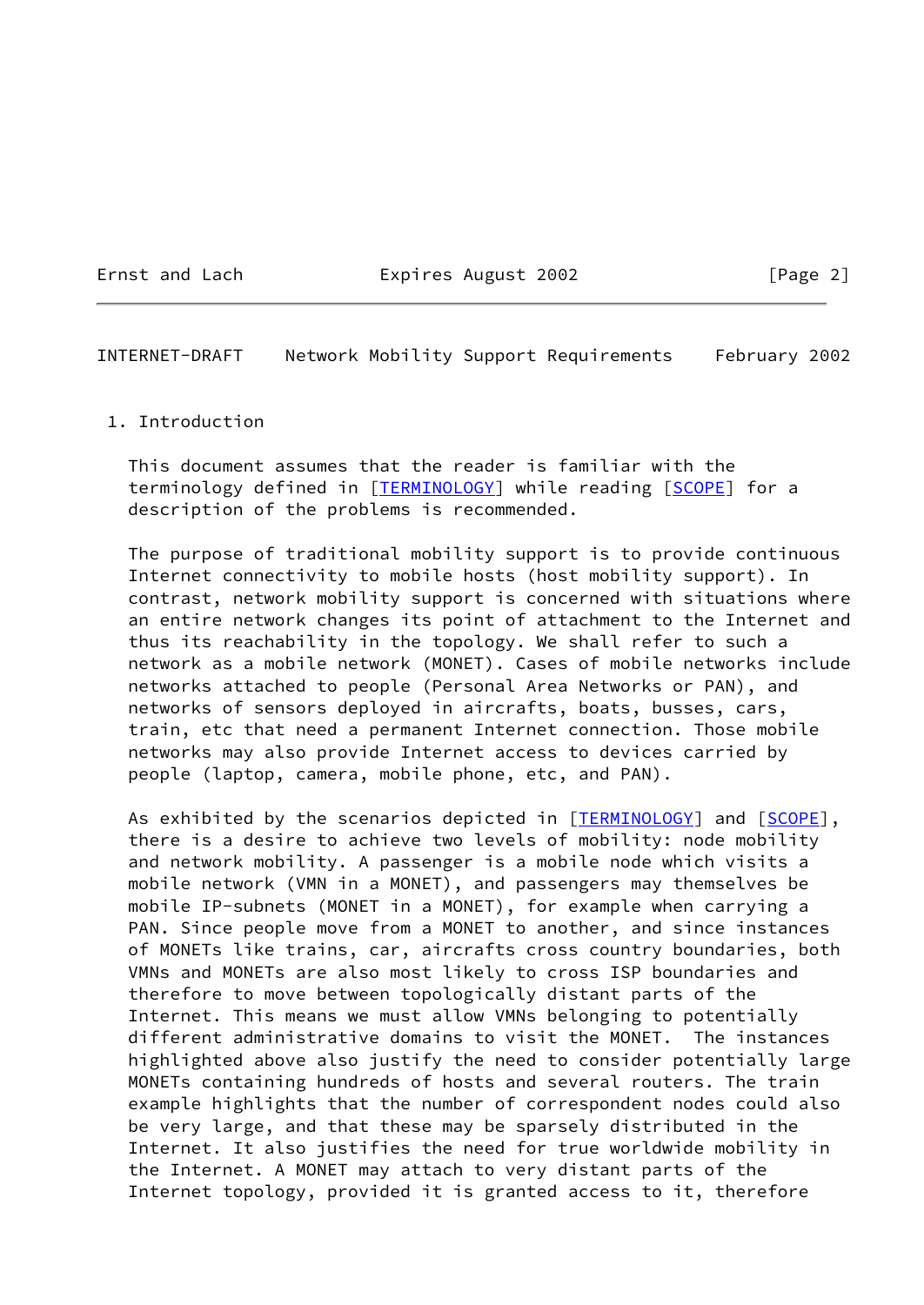## 1. Introduction

This document assumes that the reader is familiar with the terminology defined in [TERMINOLOGY] while reading [SCOPE] for a description of the problems is recommended.

The purpose of traditional mobility support is to provide continuous Internet connectivity to mobile hosts (host mobility support). In contrast, network mobility support is concerned with situations where an entire network changes its point of attachment to the Internet and thus its reachability in the topology. We shall refer to such a network as a mobile network (MONET). Cases of mobile networks include networks attached to people (Personal Area Networks or PAN), and networks of sensors deployed in aircrafts, boats, busses, cars, train, etc that need a permanent Internet connection. Those mobile networks may also provide Internet access to devices carried by people (laptop, camera, mobile phone, etc, and PAN).

As exhibited by the scenarios depicted in [TERMINOLOGY] and [SCOPE], there is a desire to achieve two levels of mobility: node mobility and network mobility. A passenger is a mobile node which visits a mobile network (VMN in a MONET), and passengers may themselves be mobile IP-subnets (MONET in a MONET), for example when carrying a PAN. Since people move from a MONET to another, and since instances of MONETs like trains, car, aircrafts cross country boundaries, both VMNs and MONETs are also most likely to cross ISP boundaries and therefore to move between topologically distant parts of the Internet. This means we must allow VMNs belonging to potentially different administrative domains to visit the MONET. The instances highlighted above also justify the need to consider potentially large MONETs containing hundreds of hosts and several routers. The train example highlights that the number of correspondent nodes could also be very large, and that these may be sparsely distributed in the Internet. It also justifies the need for true worldwide mobility in the Internet. A MONET may attach to very distant parts of the Internet topology, provided it is granted access to it, therefore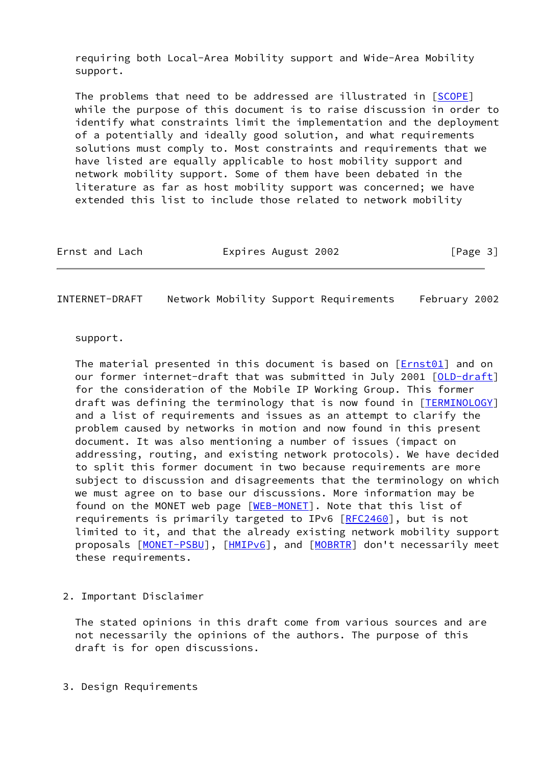requiring both Local-Area Mobility support and Wide-Area Mobility support.

The problems that need to be addressed are illustrated in [SCOPE] while the purpose of this document is to raise discussion in order to identify what constraints limit the implementation and the deployment of a potentially and ideally good solution, and what requirements solutions must comply to. Most constraints and requirements that we have listed are equally applicable to host mobility support and network mobility support. Some of them have been debated in the literature as far as host mobility support was concerned; we have extended this list to include those related to network mobility support.

The material presented in this document is based on [Ernst01] and on our former internet-draft that was submitted in July 2001 [OLD-draft] for the consideration of the Mobile IP Working Group. This former draft was defining the terminology that is now found in [TERMINOLOGY] and a list of requirements and issues as an attempt to clarify the problem caused by networks in motion and now found in this present document. It was also mentioning a number of issues (impact on addressing, routing, and existing network protocols). We have decided to split this former document in two because requirements are more subject to discussion and disagreements that the terminology on which we must agree on to base our discussions. More information may be found on the MONET web page [WEB-MONET]. Note that this list of requirements is primarily targeted to IPv6 [RFC2460], but is not limited to it, and that the already existing network mobility support proposals [MONET-PSBU], [HMIPv6], and [MOBRTR] don't necessarily meet these requirements.

## 2. Important Disclaimer

The stated opinions in this draft come from various sources and are not necessarily the opinions of the authors. The purpose of this draft is for open discussions.

## 3. Design Requirements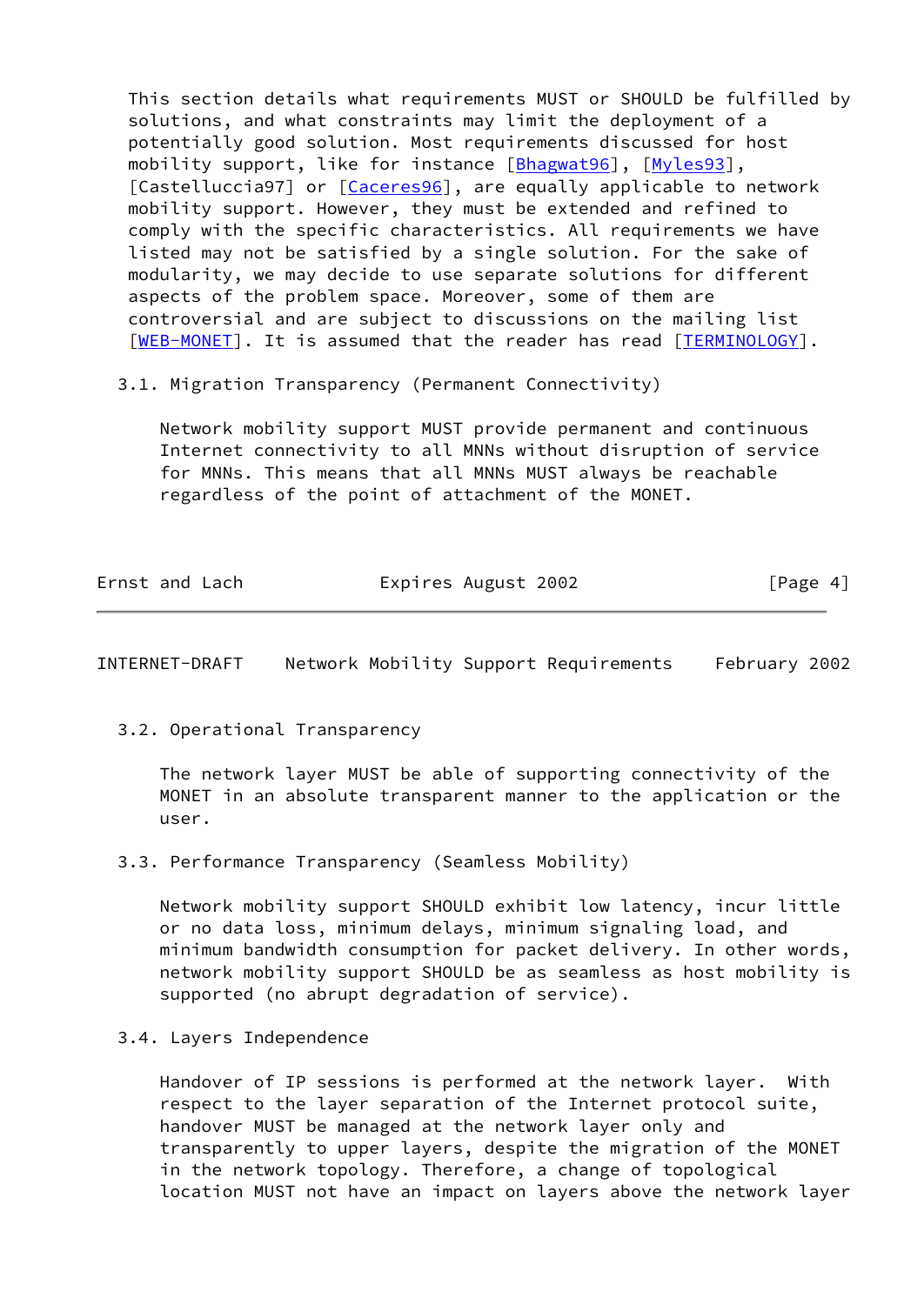This section details what requirements MUST or SHOULD be fulfilled by solutions, and what constraints may limit the deployment of a potentially good solution. Most requirements discussed for host mobility support, like for instance [Bhagwat96], [Myles93], [Castelluccia97] or [Caceres96], are equally applicable to network mobility support. However, they must be extended and refined to comply with the specific characteristics. All requirements we have listed may not be satisfied by a single solution. For the sake of modularity, we may decide to use separate solutions for different aspects of the problem space. Moreover, some of them are controversial and are subject to discussions on the mailing list [WEB-MONET]. It is assumed that the reader has read [TERMINOLOGY].

### 3.1. Migration Transparency (Permanent Connectivity)

Network mobility support MUST provide permanent and continuous Internet connectivity to all MNNs without disruption of service for MNNs. This means that all MNNs MUST always be reachable regardless of the point of attachment of the MONET.

### 3.2. Operational Transparency

The network layer MUST be able of supporting connectivity of the MONET in an absolute transparent manner to the application or the user.

### 3.3. Performance Transparency (Seamless Mobility)

Network mobility support SHOULD exhibit low latency, incur little or no data loss, minimum delays, minimum signaling load, and minimum bandwidth consumption for packet delivery. In other words, network mobility support SHOULD be as seamless as host mobility is supported (no abrupt degradation of service).

### 3.4. Layers Independence

Handover of IP sessions is performed at the network layer. With respect to the layer separation of the Internet protocol suite, handover MUST be managed at the network layer only and transparently to upper layers, despite the migration of the MONET in the network topology. Therefore, a change of topological location MUST not have an impact on layers above the network layer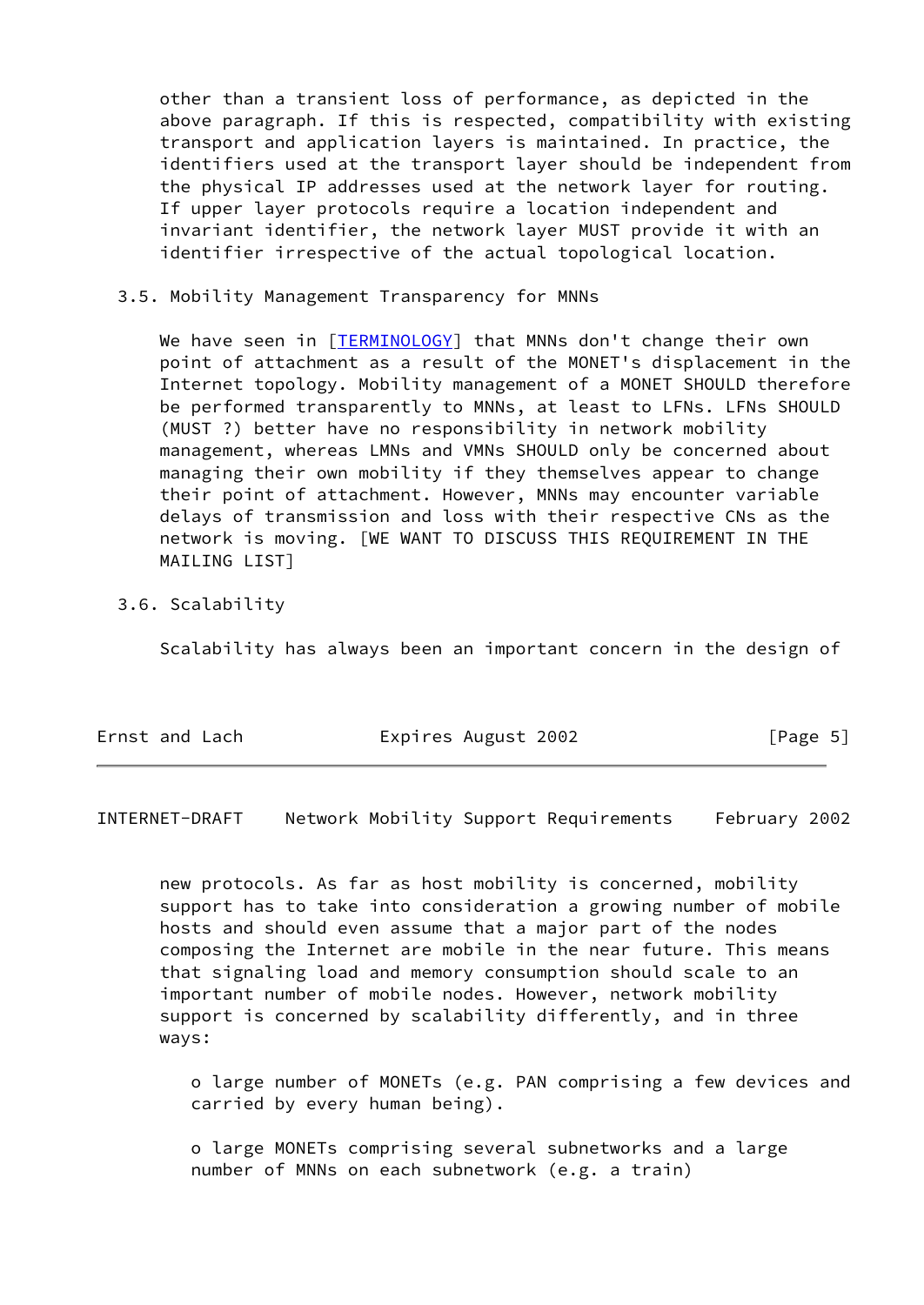other than a transient loss of performance, as depicted in the above paragraph. If this is respected, compatibility with existing transport and application layers is maintained. In practice, the identifiers used at the transport layer should be independent from the physical IP addresses used at the network layer for routing. If upper layer protocols require a location independent and invariant identifier, the network layer MUST provide it with an identifier irrespective of the actual topological location.

### 3.5. Mobility Management Transparency for MNNs

We have seen in [TERMINOLOGY] that MNNs don't change their own point of attachment as a result of the MONET's displacement in the Internet topology. Mobility management of a MONET SHOULD therefore be performed transparently to MNNs, at least to LFNs. LFNs SHOULD (MUST ?) better have no responsibility in network mobility management, whereas LMNs and VMNs SHOULD only be concerned about managing their own mobility if they themselves appear to change their point of attachment. However, MNNs may encounter variable delays of transmission and loss with their respective CNs as the network is moving. [WE WANT TO DISCUSS THIS REQUIREMENT IN THE MAILING LIST]

### 3.6. Scalability

Scalability has always been an important concern in the design of new protocols. As far as host mobility is concerned, mobility support has to take into consideration a growing number of mobile hosts and should even assume that a major part of the nodes composing the Internet are mobile in the near future. This means that signaling load and memory consumption should scale to an important number of mobile nodes. However, network mobility support is concerned by scalability differently, and in three ways:

- large number of MONETs (e.g. PAN comprising a few devices and carried by every human being).

- large MONETs comprising several subnetworks and a large number of MNNs on each subnetwork (e.g. a train)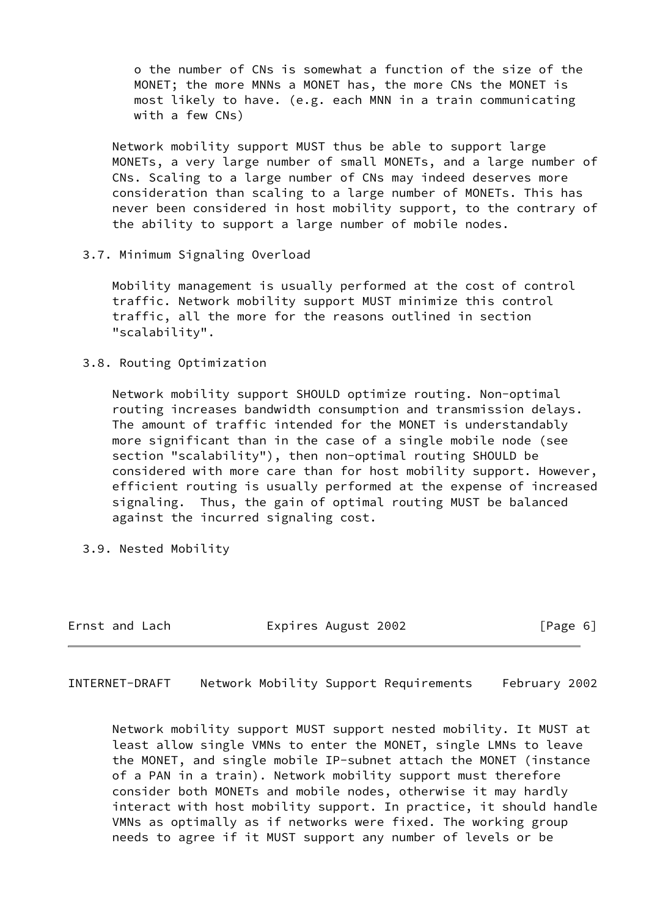o the number of CNs is somewhat a function of the size of the MONET; the more MNNs a MONET has, the more CNs the MONET is most likely to have. (e.g. each MNN in a train communicating with a few CNs)

Network mobility support MUST thus be able to support large MONETs, a very large number of small MONETs, and a large number of CNs. Scaling to a large number of CNs may indeed deserves more consideration than scaling to a large number of MONETs. This has never been considered in host mobility support, to the contrary of the ability to support a large number of mobile nodes.

### 3.7. Minimum Signaling Overload

Mobility management is usually performed at the cost of control traffic. Network mobility support MUST minimize this control traffic, all the more for the reasons outlined in section "scalability".

### 3.8. Routing Optimization

Network mobility support SHOULD optimize routing. Non-optimal routing increases bandwidth consumption and transmission delays. The amount of traffic intended for the MONET is understandably more significant than in the case of a single mobile node (see section "scalability"), then non-optimal routing SHOULD be considered with more care than for host mobility support. However, efficient routing is usually performed at the expense of increased signaling. Thus, the gain of optimal routing MUST be balanced against the incurred signaling cost.

### 3.9. Nested Mobility

Network mobility support MUST support nested mobility. It MUST at least allow single VMNs to enter the MONET, single LMNs to leave the MONET, and single mobile IP-subnet attach the MONET (instance of a PAN in a train). Network mobility support must therefore consider both MONETs and mobile nodes, otherwise it may hardly interact with host mobility support. In practice, it should handle VMNs as optimally as if networks were fixed. The working group needs to agree if it MUST support any number of levels or be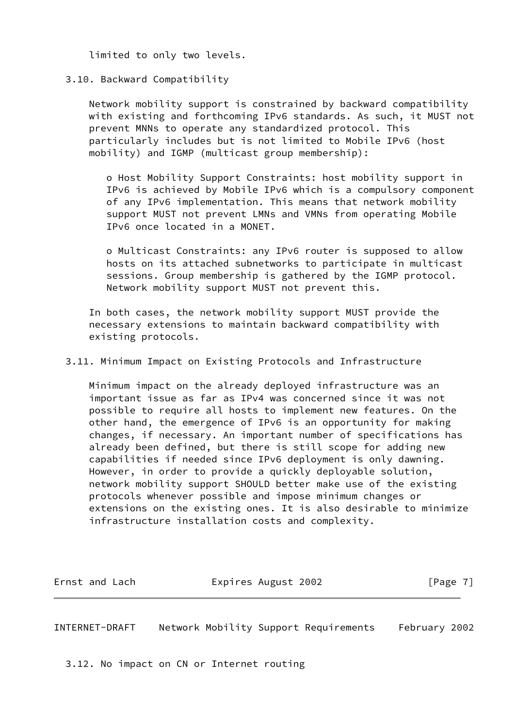limited to only two levels.

### 3.10. Backward Compatibility

Network mobility support is constrained by backward compatibility with existing and forthcoming IPv6 standards. As such, it MUST not prevent MNNs to operate any standardized protocol. This particularly includes but is not limited to Mobile IPv6 (host mobility) and IGMP (multicast group membership):

- Host Mobility Support Constraints: host mobility support in IPv6 is achieved by Mobile IPv6 which is a compulsory component of any IPv6 implementation. This means that network mobility support MUST not prevent LMNs and VMNs from operating Mobile IPv6 once located in a MONET.

- Multicast Constraints: any IPv6 router is supposed to allow hosts on its attached subnetworks to participate in multicast sessions. Group membership is gathered by the IGMP protocol. Network mobility support MUST not prevent this.

In both cases, the network mobility support MUST provide the necessary extensions to maintain backward compatibility with existing protocols.

### 3.11. Minimum Impact on Existing Protocols and Infrastructure

Minimum impact on the already deployed infrastructure was an important issue as far as IPv4 was concerned since it was not possible to require all hosts to implement new features. On the other hand, the emergence of IPv6 is an opportunity for making changes, if necessary. An important number of specifications has already been defined, but there is still scope for adding new capabilities if needed since IPv6 deployment is only dawning. However, in order to provide a quickly deployable solution, network mobility support SHOULD better make use of the existing protocols whenever possible and impose minimum changes or extensions on the existing ones. It is also desirable to minimize infrastructure installation costs and complexity.

### 3.12. No impact on CN or Internet routing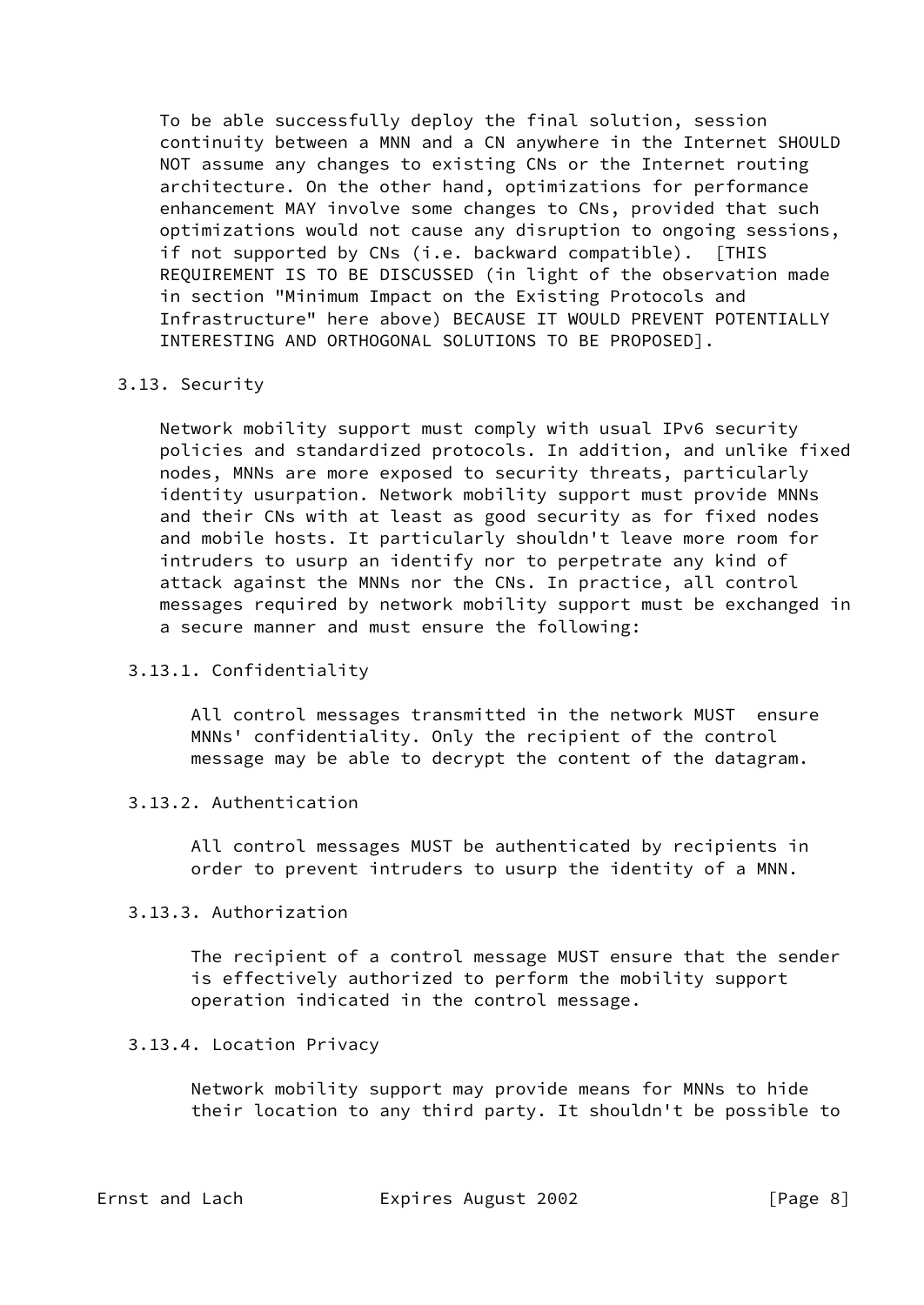To be able successfully deploy the final solution, session continuity between a MNN and a CN anywhere in the Internet SHOULD NOT assume any changes to existing CNs or the Internet routing architecture. On the other hand, optimizations for performance enhancement MAY involve some changes to CNs, provided that such optimizations would not cause any disruption to ongoing sessions, if not supported by CNs (i.e. backward compatible). [THIS REQUIREMENT IS TO BE DISCUSSED (in light of the observation made in section "Minimum Impact on the Existing Protocols and Infrastructure" here above) BECAUSE IT WOULD PREVENT POTENTIALLY INTERESTING AND ORTHOGONAL SOLUTIONS TO BE PROPOSED].

## 3.13. Security

Network mobility support must comply with usual IPv6 security policies and standardized protocols. In addition, and unlike fixed nodes, MNNs are more exposed to security threats, particularly identity usurpation. Network mobility support must provide MNNs and their CNs with at least as good security as for fixed nodes and mobile hosts. It particularly shouldn't leave more room for intruders to usurp an identify nor to perpetrate any kind of attack against the MNNs nor the CNs. In practice, all control messages required by network mobility support must be exchanged in a secure manner and must ensure the following:

### 3.13.1. Confidentiality

All control messages transmitted in the network MUST ensure MNNs' confidentiality. Only the recipient of the control message may be able to decrypt the content of the datagram.

### 3.13.2. Authentication

All control messages MUST be authenticated by recipients in order to prevent intruders to usurp the identity of a MNN.

### 3.13.3. Authorization

The recipient of a control message MUST ensure that the sender is effectively authorized to perform the mobility support operation indicated in the control message.

### 3.13.4. Location Privacy

Network mobility support may provide means for MNNs to hide their location to any third party. It shouldn't be possible to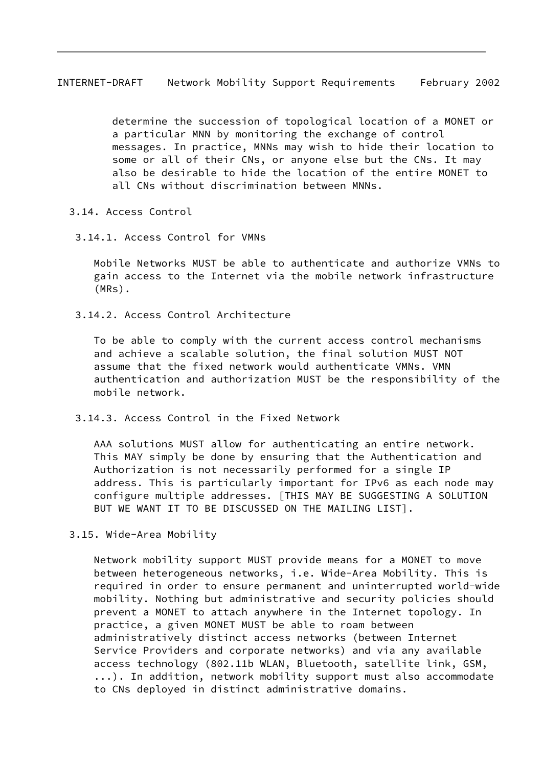determine the succession of topological location of a MONET or a particular MNN by monitoring the exchange of control messages. In practice, MNNs may wish to hide their location to some or all of their CNs, or anyone else but the CNs. It may also be desirable to hide the location of the entire MONET to all CNs without discrimination between MNNs.

## 3.14. Access Control

### 3.14.1. Access Control for VMNs

Mobile Networks MUST be able to authenticate and authorize VMNs to gain access to the Internet via the mobile network infrastructure (MRs).

### 3.14.2. Access Control Architecture

To be able to comply with the current access control mechanisms and achieve a scalable solution, the final solution MUST NOT assume that the fixed network would authenticate VMNs. VMN authentication and authorization MUST be the responsibility of the mobile network.

### 3.14.3. Access Control in the Fixed Network

AAA solutions MUST allow for authenticating an entire network. This MAY simply be done by ensuring that the Authentication and Authorization is not necessarily performed for a single IP address. This is particularly important for IPv6 as each node may configure multiple addresses. [THIS MAY BE SUGGESTING A SOLUTION BUT WE WANT IT TO BE DISCUSSED ON THE MAILING LIST].

## 3.15. Wide-Area Mobility

Network mobility support MUST provide means for a MONET to move between heterogeneous networks, i.e. Wide-Area Mobility. This is required in order to ensure permanent and uninterrupted world-wide mobility. Nothing but administrative and security policies should prevent a MONET to attach anywhere in the Internet topology. In practice, a given MONET MUST be able to roam between administratively distinct access networks (between Internet Service Providers and corporate networks) and via any available access technology (802.11b WLAN, Bluetooth, satellite link, GSM, ...). In addition, network mobility support must also accommodate to CNs deployed in distinct administrative domains.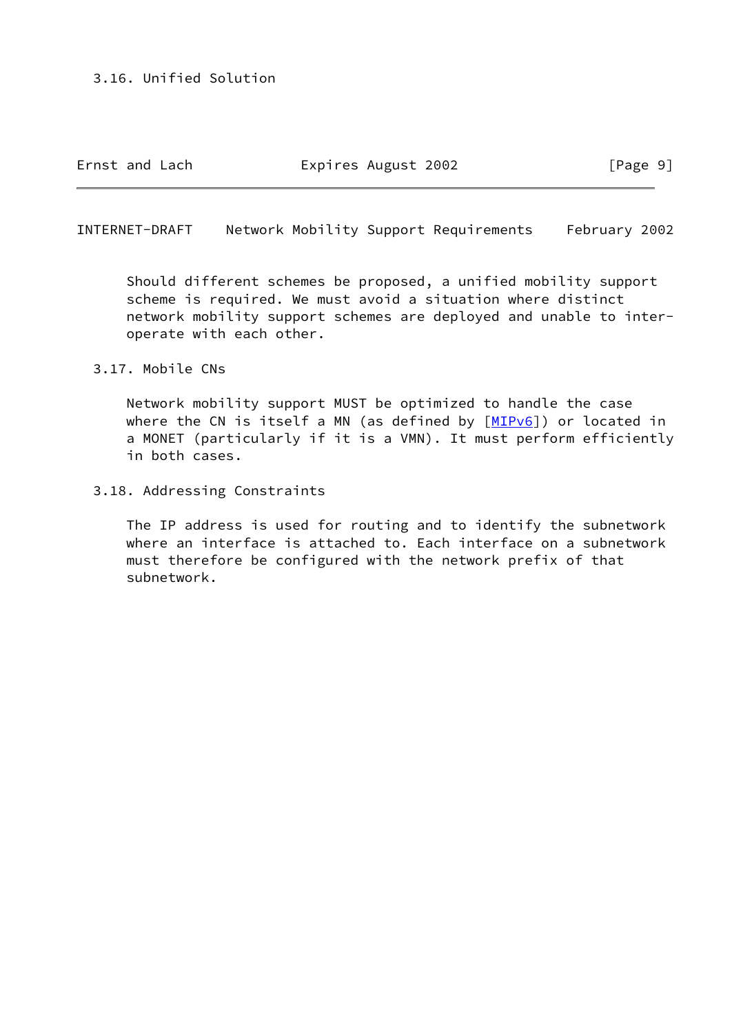### 3.16. Unified Solution

Should different schemes be proposed, a unified mobility support scheme is required. We must avoid a situation where distinct network mobility support schemes are deployed and unable to inter-operate with each other.

### 3.17. Mobile CNs

Network mobility support MUST be optimized to handle the case where the CN is itself a MN (as defined by [MIPv6]) or located in a MONET (particularly if it is a VMN). It must perform efficiently in both cases.

### 3.18. Addressing Constraints

The IP address is used for routing and to identify the subnetwork where an interface is attached to. Each interface on a subnetwork must therefore be configured with the network prefix of that subnetwork.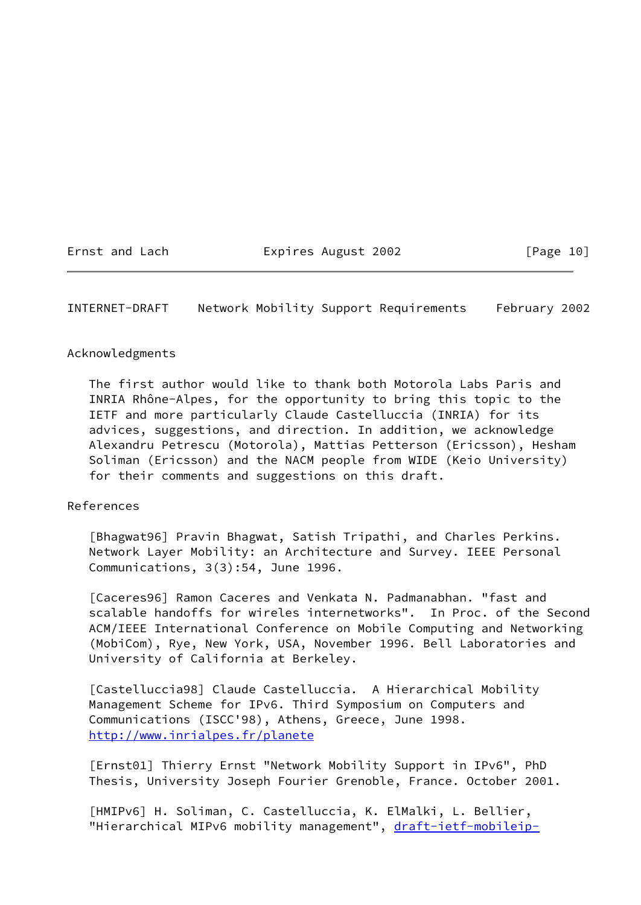## Acknowledgments

The first author would like to thank both Motorola Labs Paris and INRIA Rhône-Alpes, for the opportunity to bring this topic to the IETF and more particularly Claude Castelluccia (INRIA) for its advices, suggestions, and direction. In addition, we acknowledge Alexandru Petrescu (Motorola), Mattias Petterson (Ericsson), Hesham Soliman (Ericsson) and the NACM people from WIDE (Keio University) for their comments and suggestions on this draft.

## References

[Bhagwat96] Pravin Bhagwat, Satish Tripathi, and Charles Perkins. Network Layer Mobility: an Architecture and Survey. IEEE Personal Communications, 3(3):54, June 1996.

[Caceres96] Ramon Caceres and Venkata N. Padmanabhan. "fast and scalable handoffs for wireles internetworks". In Proc. of the Second ACM/IEEE International Conference on Mobile Computing and Networking (MobiCom), Rye, New York, USA, November 1996. Bell Laboratories and University of California at Berkeley.

[Castelluccia98] Claude Castelluccia. A Hierarchical Mobility Management Scheme for IPv6. Third Symposium on Computers and Communications (ISCC'98), Athens, Greece, June 1998. http://www.inrialpes.fr/planete

[Ernst01] Thierry Ernst "Network Mobility Support in IPv6", PhD Thesis, University Joseph Fourier Grenoble, France. October 2001.

[HMIPv6] H. Soliman, C. Castelluccia, K. ElMalki, L. Bellier, "Hierarchical MIPv6 mobility management", draft-ietf-mobileip-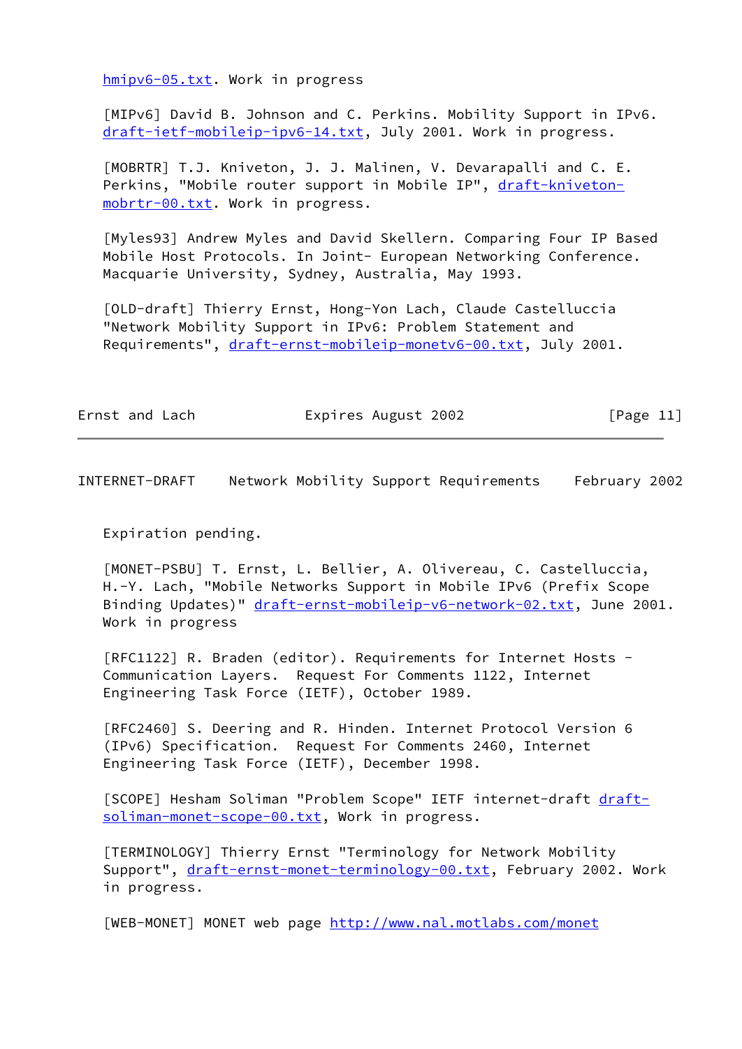hmipv6-05.txt. Work in progress

[MIPv6] David B. Johnson and C. Perkins. Mobility Support in IPv6. draft-ietf-mobileip-ipv6-14.txt, July 2001. Work in progress.

[MOBRTR] T.J. Kniveton, J. J. Malinen, V. Devarapalli and C. E. Perkins, "Mobile router support in Mobile IP", draft-kniveton-mobrtr-00.txt. Work in progress.

[Myles93] Andrew Myles and David Skellern. Comparing Four IP Based Mobile Host Protocols. In Joint- European Networking Conference. Macquarie University, Sydney, Australia, May 1993.

[OLD-draft] Thierry Ernst, Hong-Yon Lach, Claude Castelluccia "Network Mobility Support in IPv6: Problem Statement and Requirements", draft-ernst-mobileip-monetv6-00.txt, July 2001.

Expiration pending.

[MONET-PSBU] T. Ernst, L. Bellier, A. Olivereau, C. Castelluccia, H.-Y. Lach, "Mobile Networks Support in Mobile IPv6 (Prefix Scope Binding Updates)" draft-ernst-mobileip-v6-network-02.txt, June 2001. Work in progress

[RFC1122] R. Braden (editor). Requirements for Internet Hosts - Communication Layers. Request For Comments 1122, Internet Engineering Task Force (IETF), October 1989.

[RFC2460] S. Deering and R. Hinden. Internet Protocol Version 6 (IPv6) Specification. Request For Comments 2460, Internet Engineering Task Force (IETF), December 1998.

[SCOPE] Hesham Soliman "Problem Scope" IETF internet-draft draft-soliman-monet-scope-00.txt, Work in progress.

[TERMINOLOGY] Thierry Ernst "Terminology for Network Mobility Support", draft-ernst-monet-terminology-00.txt, February 2002. Work in progress.

[WEB-MONET] MONET web page http://www.nal.motlabs.com/monet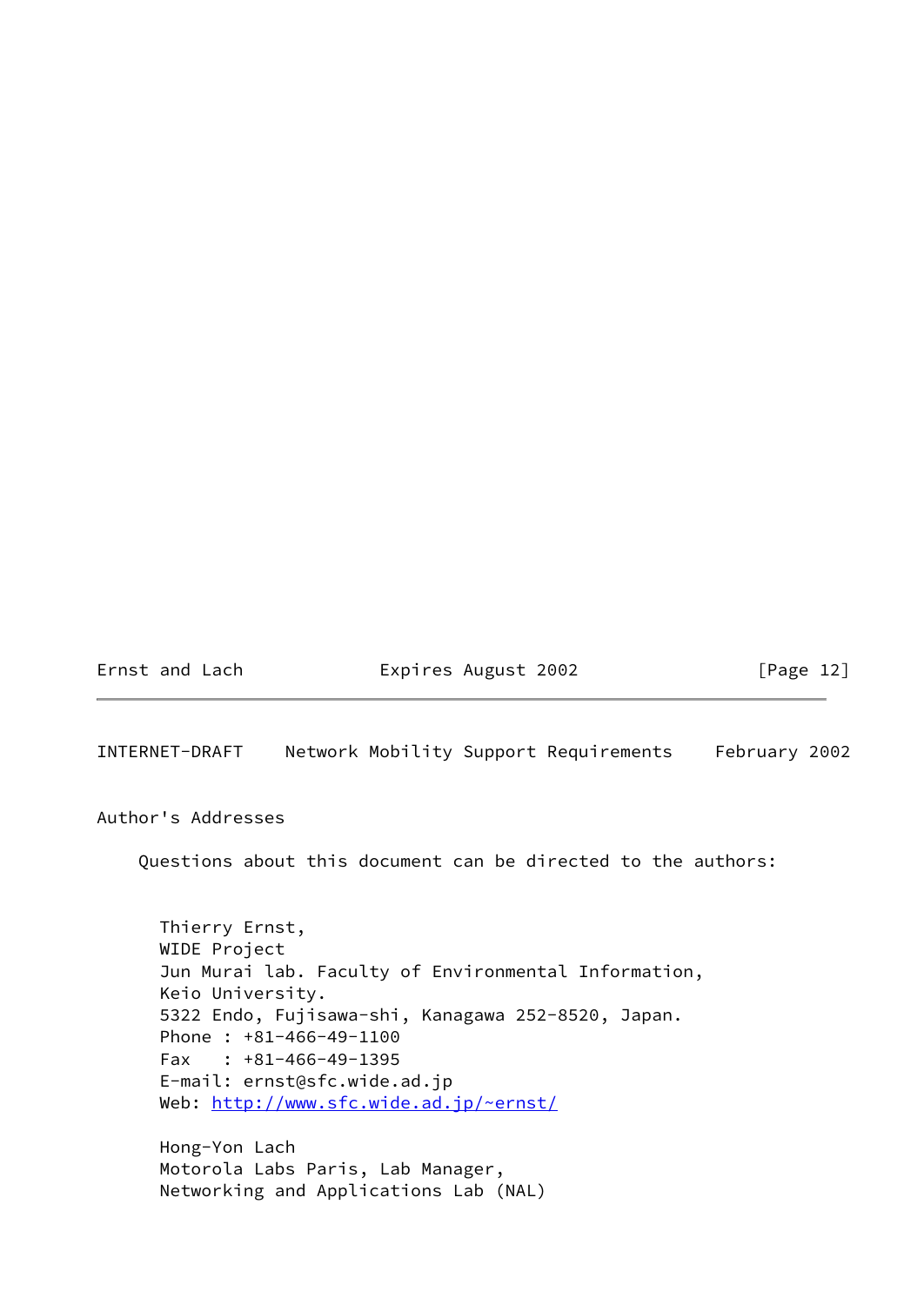## Author's Addresses

Questions about this document can be directed to the authors:

Thierry Ernst,
WIDE Project
Jun Murai lab. Faculty of Environmental Information,
Keio University.
5322 Endo, Fujisawa-shi, Kanagawa 252-8520, Japan.
Phone : +81-466-49-1100
Fax   : +81-466-49-1395
E-mail: ernst@sfc.wide.ad.jp
Web: http://www.sfc.wide.ad.jp/~ernst/

Hong-Yon Lach
Motorola Labs Paris, Lab Manager,
Networking and Applications Lab (NAL)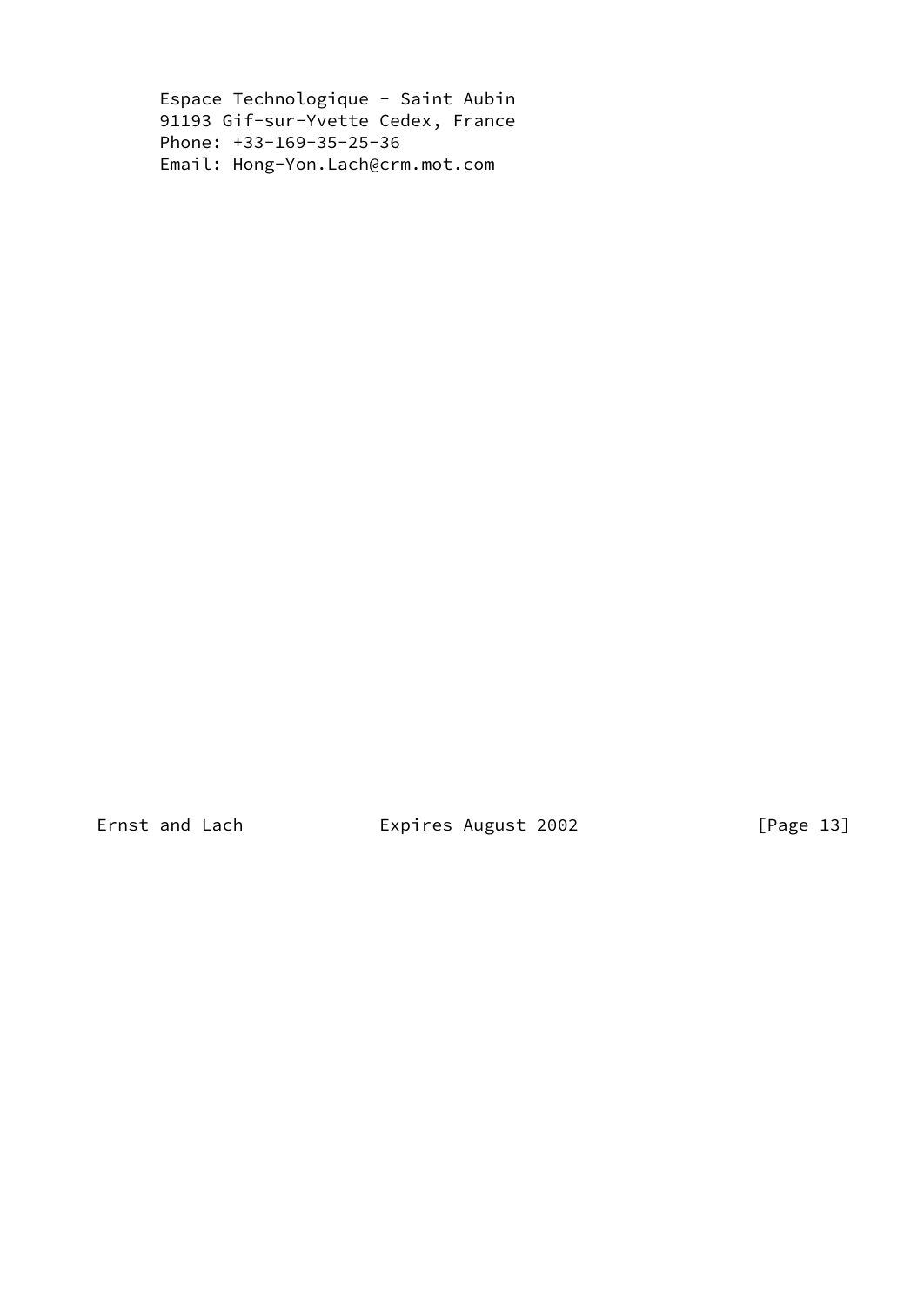Espace Technologique - Saint Aubin
91193 Gif-sur-Yvette Cedex, France
Phone: +33-169-35-25-36
Email: Hong-Yon.Lach@crm.mot.com